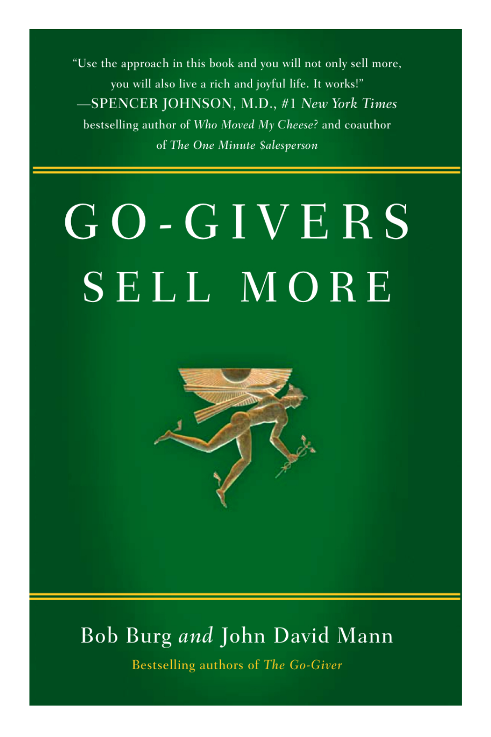"Use the approach in this book and you will not only sell more, you will also live a rich and joyful life. It works!"
—SPENCER JOHNSON, M.D., #1 *New York Times* bestselling author of *Who Moved My Cheese?* and coauthor of *The One Minute $alesperson*

# GO-GIVERS SELL MORE

Bob Burg *and* John David Mann

Bestselling authors of *The Go-Giver*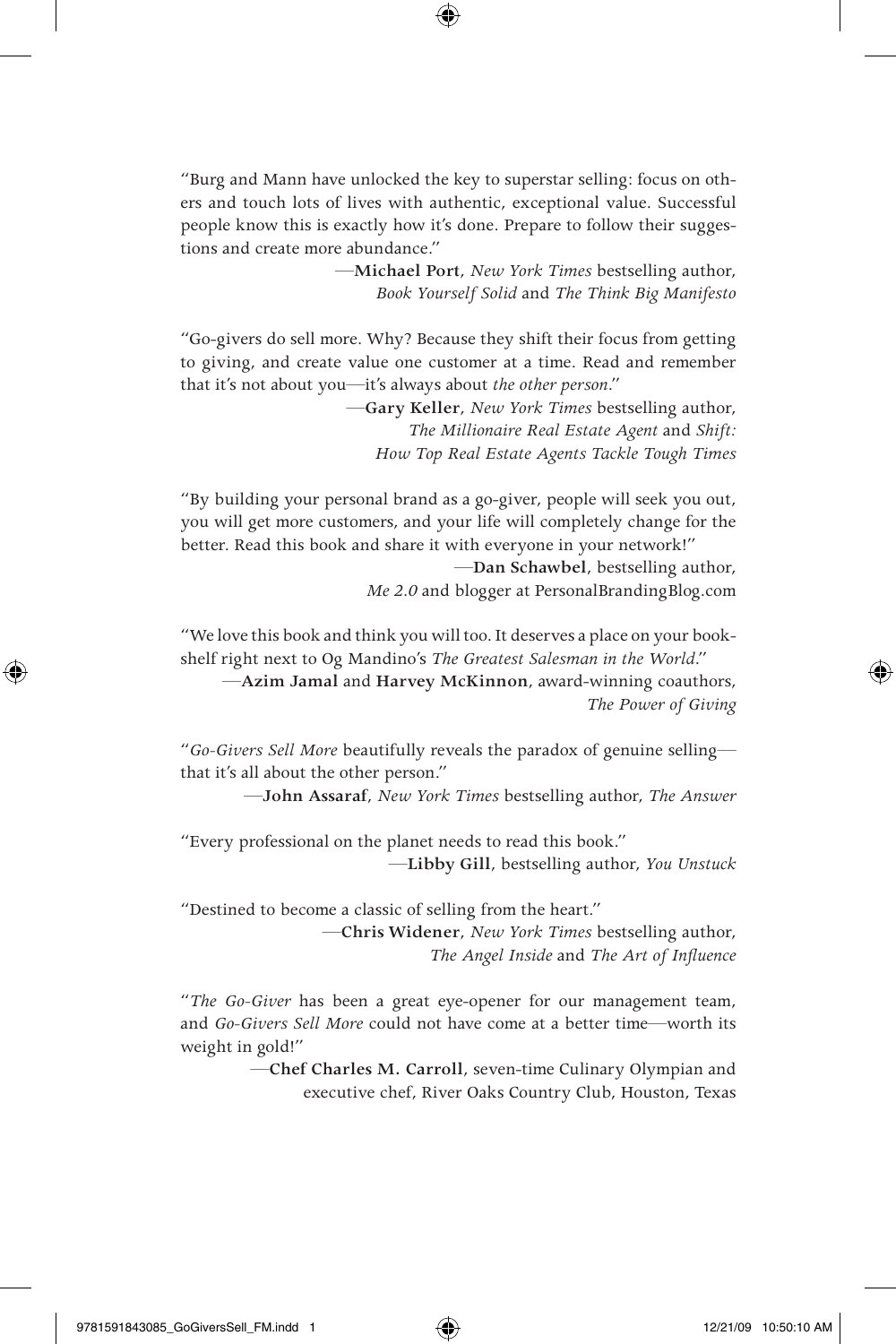"Burg and Mann have unlocked the key to superstar selling: focus on others and touch lots of lives with authentic, exceptional value. Successful people know this is exactly how it's done. Prepare to follow their suggestions and create more abundance."

—**Michael Port**, *New York Times* bestselling author, *Book Yourself Solid* and *The Think Big Manifesto*

"Go-givers do sell more. Why? Because they shift their focus from getting to giving, and create value one customer at a time. Read and remember that it's not about you—it's always about *the other person*."

—**Gary Keller**, *New York Times* bestselling author, *The Millionaire Real Estate Agent* and *Shift: How Top Real Estate Agents Tackle Tough Times*

"By building your personal brand as a go-giver, people will seek you out, you will get more customers, and your life will completely change for the better. Read this book and share it with everyone in your network!"

—**Dan Schawbel**, bestselling author, *Me 2.0* and blogger at PersonalBrandingBlog.com

"We love this book and think you will too. It deserves a place on your bookshelf right next to Og Mandino's *The Greatest Salesman in the World*."

—**Azim Jamal** and **Harvey McKinnon**, award-winning coauthors, *The Power of Giving*

"*Go-Givers Sell More* beautifully reveals the paradox of genuine selling—that it's all about the other person."

—**John Assaraf**, *New York Times* bestselling author, *The Answer*

"Every professional on the planet needs to read this book."

—**Libby Gill**, bestselling author, *You Unstuck*

"Destined to become a classic of selling from the heart."

—**Chris Widener**, *New York Times* bestselling author, *The Angel Inside* and *The Art of Influence*

"*The Go-Giver* has been a great eye-opener for our management team, and *Go-Givers Sell More* could not have come at a better time—worth its weight in gold!"

—**Chef Charles M. Carroll**, seven-time Culinary Olympian and executive chef, River Oaks Country Club, Houston, Texas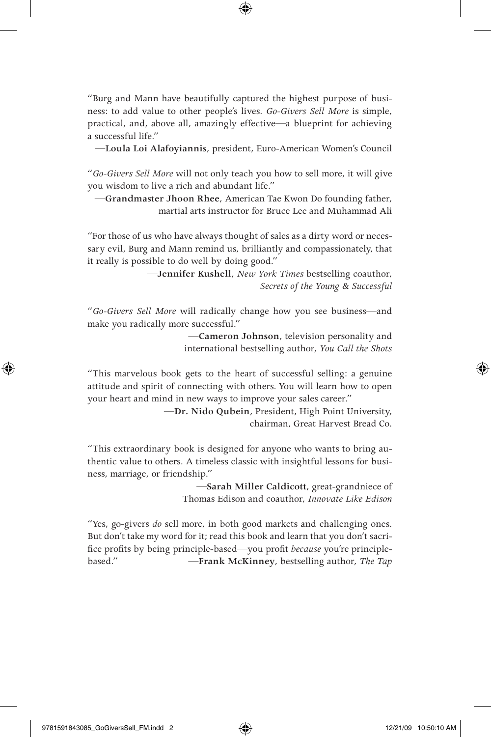"Burg and Mann have beautifully captured the highest purpose of business: to add value to other people's lives. *Go-Givers Sell More* is simple, practical, and, above all, amazingly effective—a blueprint for achieving a successful life."

—**Loula Loi Alafoyiannis**, president, Euro-American Women's Council

"*Go-Givers Sell More* will not only teach you how to sell more, it will give you wisdom to live a rich and abundant life."

—**Grandmaster Jhoon Rhee**, American Tae Kwon Do founding father, martial arts instructor for Bruce Lee and Muhammad Ali

"For those of us who have always thought of sales as a dirty word or necessary evil, Burg and Mann remind us, brilliantly and compassionately, that it really is possible to do well by doing good."

—**Jennifer Kushell**, *New York Times* bestselling coauthor, *Secrets of the Young & Successful*

"*Go-Givers Sell More* will radically change how you see business—and make you radically more successful."

—**Cameron Johnson**, television personality and international bestselling author, *You Call the Shots*

"This marvelous book gets to the heart of successful selling: a genuine attitude and spirit of connecting with others. You will learn how to open your heart and mind in new ways to improve your sales career."

—**Dr. Nido Qubein**, President, High Point University, chairman, Great Harvest Bread Co.

"This extraordinary book is designed for anyone who wants to bring authentic value to others. A timeless classic with insightful lessons for business, marriage, or friendship."

—**Sarah Miller Caldicott**, great-grandniece of Thomas Edison and coauthor, *Innovate Like Edison*

"Yes, go-givers *do* sell more, in both good markets and challenging ones. But don't take my word for it; read this book and learn that you don't sacrifice profits by being principle-based—you profit *because* you're principle-based."

—**Frank McKinney**, bestselling author, *The Tap*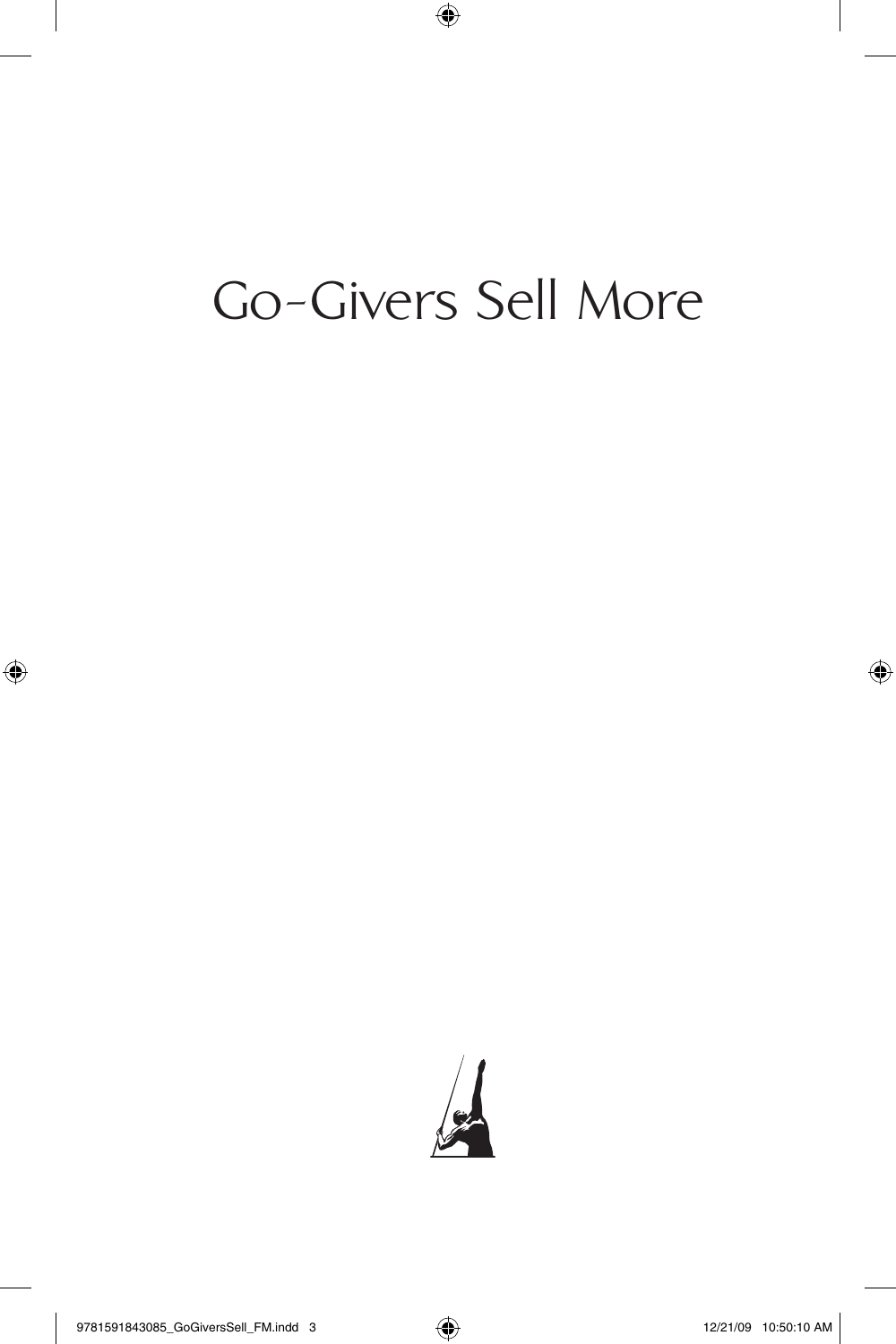# Go-Givers Sell More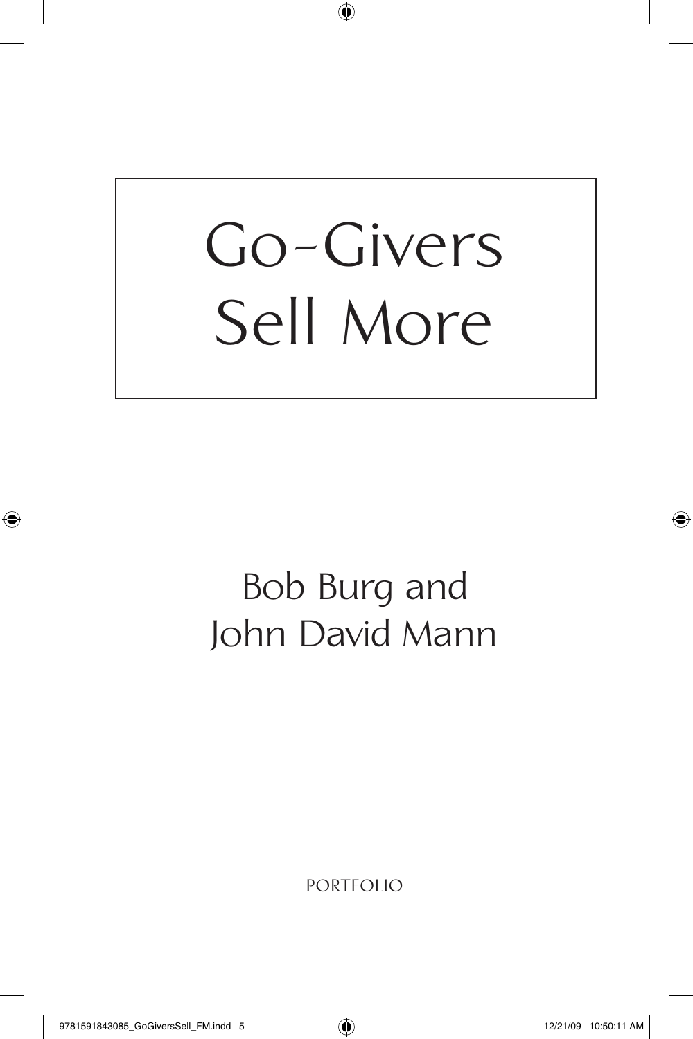# Go-Givers Sell More

Bob Burg and
John David Mann

PORTFOLIO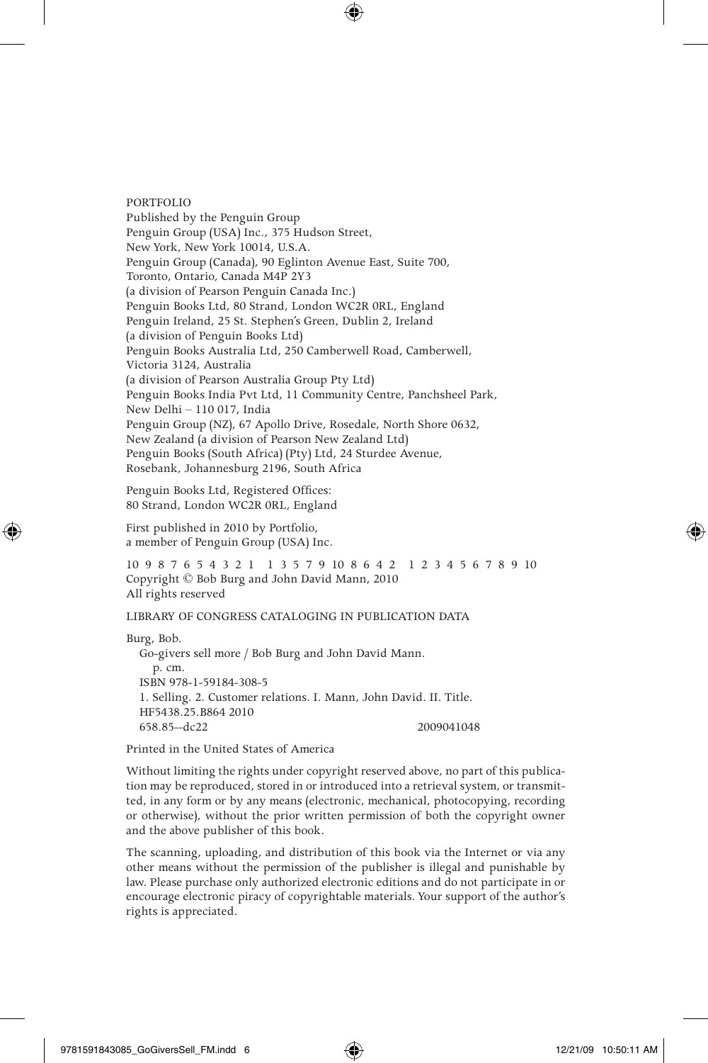PORTFOLIO
Published by the Penguin Group
Penguin Group (USA) Inc., 375 Hudson Street,
New York, New York 10014, U.S.A.
Penguin Group (Canada), 90 Eglinton Avenue East, Suite 700,
Toronto, Ontario, Canada M4P 2Y3
(a division of Pearson Penguin Canada Inc.)
Penguin Books Ltd, 80 Strand, London WC2R 0RL, England
Penguin Ireland, 25 St. Stephen's Green, Dublin 2, Ireland
(a division of Penguin Books Ltd)
Penguin Books Australia Ltd, 250 Camberwell Road, Camberwell,
Victoria 3124, Australia
(a division of Pearson Australia Group Pty Ltd)
Penguin Books India Pvt Ltd, 11 Community Centre, Panchsheel Park,
New Delhi – 110 017, India
Penguin Group (NZ), 67 Apollo Drive, Rosedale, North Shore 0632,
New Zealand (a division of Pearson New Zealand Ltd)
Penguin Books (South Africa) (Pty) Ltd, 24 Sturdee Avenue,
Rosebank, Johannesburg 2196, South Africa

Penguin Books Ltd, Registered Offices:
80 Strand, London WC2R 0RL, England

First published in 2010 by Portfolio,
a member of Penguin Group (USA) Inc.

10 9 8 7 6 5 4 3 2 1   1 3 5 7 9 10 8 6 4 2   1 2 3 4 5 6 7 8 9 10
Copyright © Bob Burg and John David Mann, 2010
All rights reserved

LIBRARY OF CONGRESS CATALOGING IN PUBLICATION DATA

Burg, Bob.
Go-givers sell more / Bob Burg and John David Mann.
p. cm.
ISBN 978-1-59184-308-5
1. Selling. 2. Customer relations. I. Mann, John David. II. Title.
HF5438.25.B864 2010
658.85--dc22                                        2009041048

Printed in the United States of America

Without limiting the rights under copyright reserved above, no part of this publication may be reproduced, stored in or introduced into a retrieval system, or transmitted, in any form or by any means (electronic, mechanical, photocopying, recording or otherwise), without the prior written permission of both the copyright owner and the above publisher of this book.

The scanning, uploading, and distribution of this book via the Internet or via any other means without the permission of the publisher is illegal and punishable by law. Please purchase only authorized electronic editions and do not participate in or encourage electronic piracy of copyrightable materials. Your support of the author's rights is appreciated.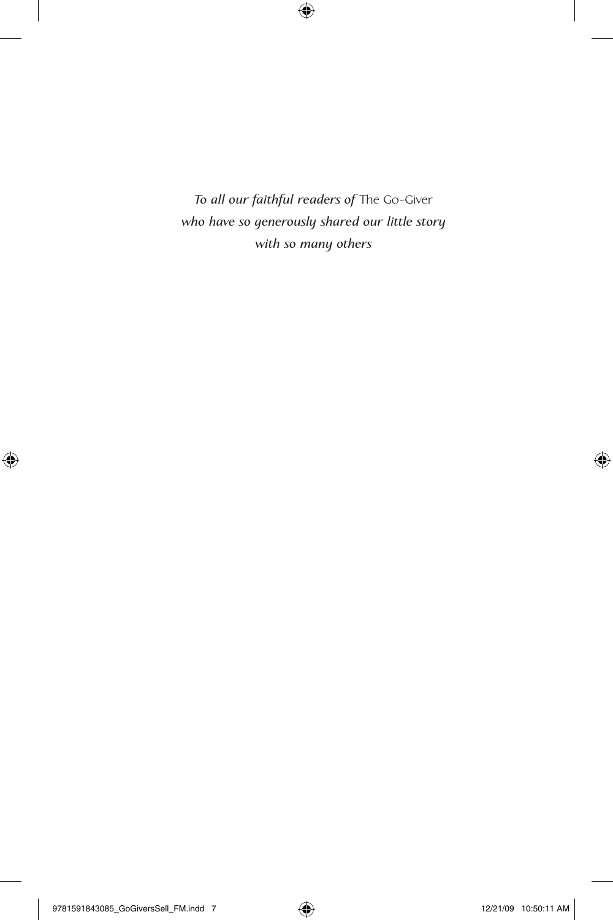*To all our faithful readers of* The Go-Giver
*who have so generously shared our little story*
*with so many others*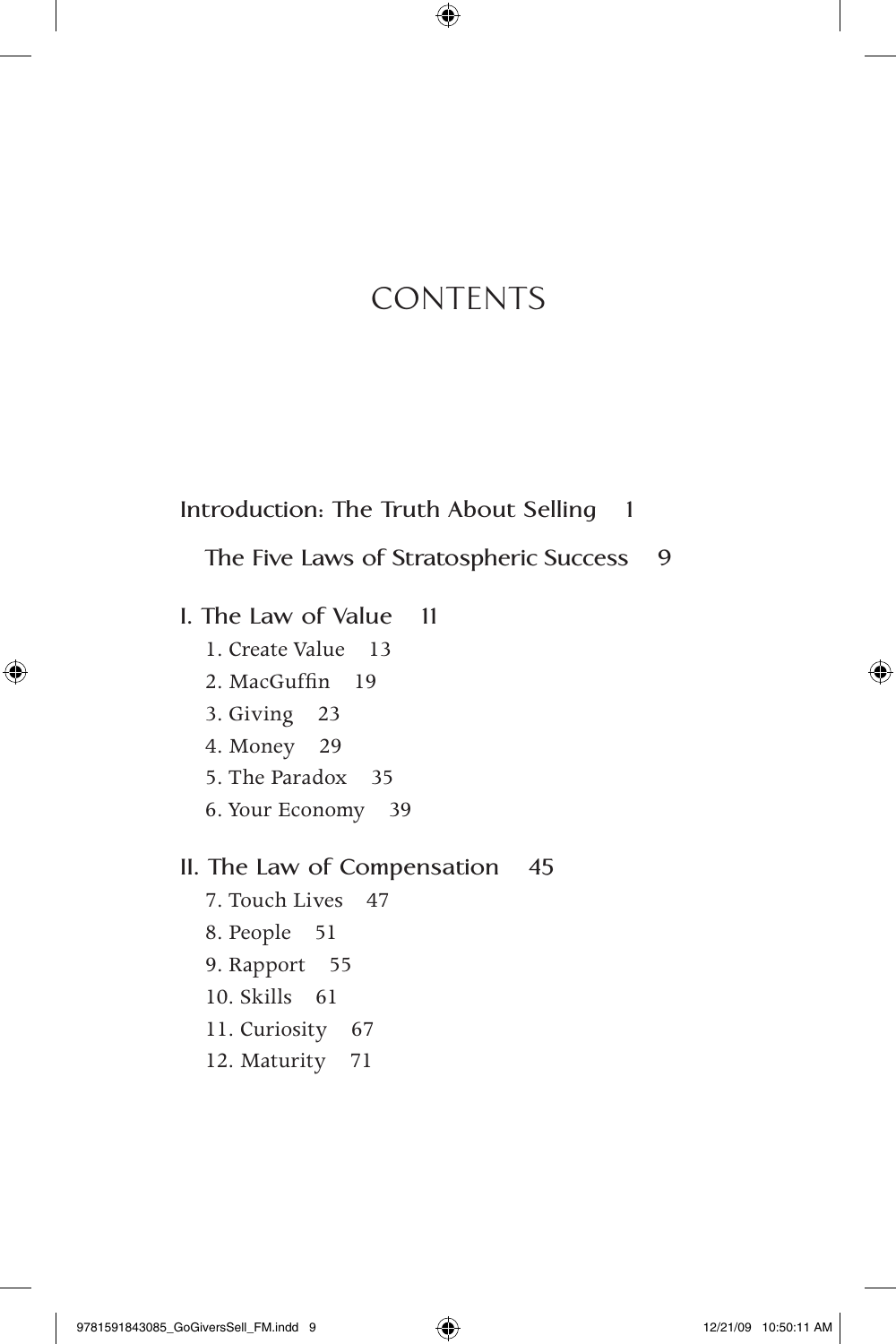# CONTENTS

Introduction: The Truth About Selling 1

The Five Laws of Stratospheric Success 9

I. The Law of Value 11

1. Create Value 13
2. MacGuffin 19
3. Giving 23
4. Money 29
5. The Paradox 35
6. Your Economy 39

II. The Law of Compensation 45

7. Touch Lives 47
8. People 51
9. Rapport 55
10. Skills 61
11. Curiosity 67
12. Maturity 71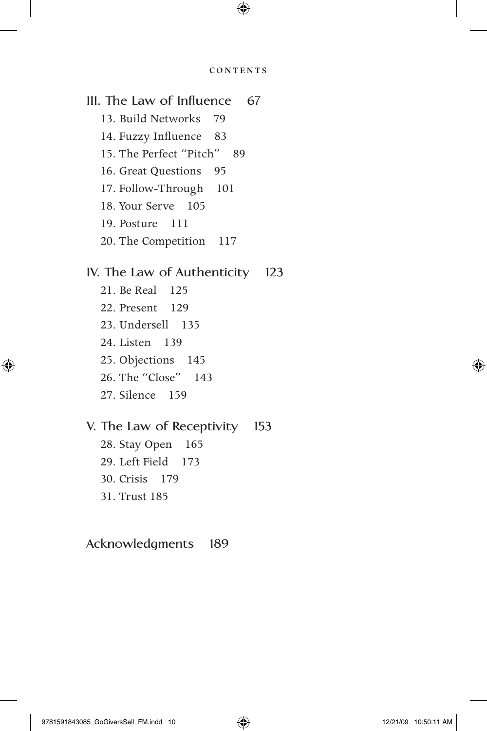CONTENTS

III. The Law of Influence 67

- 13. Build Networks 79
- 14. Fuzzy Influence 83
- 15. The Perfect "Pitch" 89
- 16. Great Questions 95
- 17. Follow-Through 101
- 18. Your Serve 105
- 19. Posture 111
- 20. The Competition 117

IV. The Law of Authenticity 123

- 21. Be Real 125
- 22. Present 129
- 23. Undersell 135
- 24. Listen 139
- 25. Objections 145
- 26. The "Close" 143
- 27. Silence 159

V. The Law of Receptivity 153

- 28. Stay Open 165
- 29. Left Field 173
- 30. Crisis 179
- 31. Trust 185

Acknowledgments 189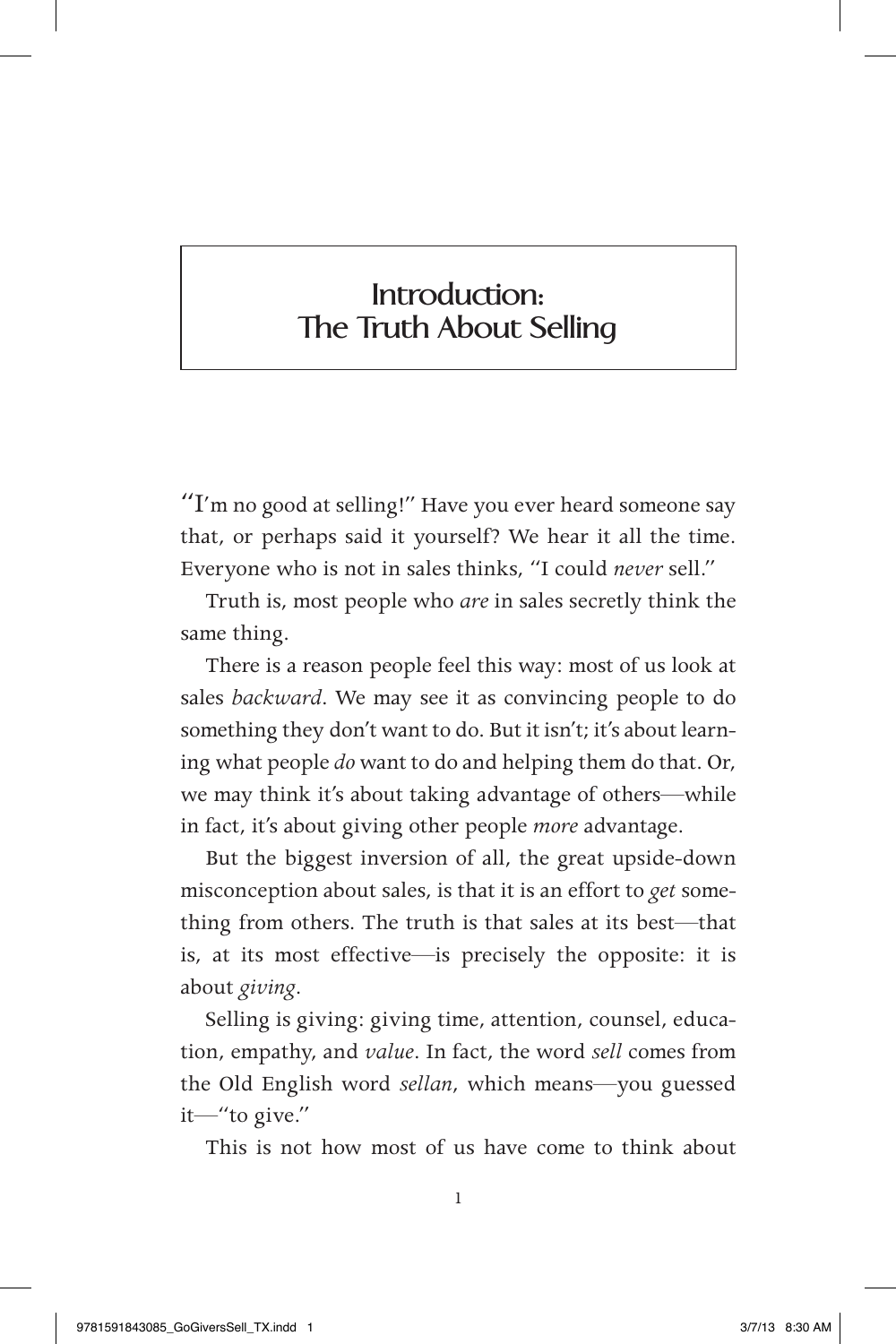# Introduction: The Truth About Selling

"I'm no good at selling!" Have you ever heard someone say that, or perhaps said it yourself? We hear it all the time. Everyone who is not in sales thinks, "I could *never* sell."

Truth is, most people who *are* in sales secretly think the same thing.

There is a reason people feel this way: most of us look at sales *backward*. We may see it as convincing people to do something they don't want to do. But it isn't; it's about learning what people *do* want to do and helping them do that. Or, we may think it's about taking advantage of others—while in fact, it's about giving other people *more* advantage.

But the biggest inversion of all, the great upside-down misconception about sales, is that it is an effort to *get* something from others. The truth is that sales at its best—that is, at its most effective—is precisely the opposite: it is about *giving*.

Selling is giving: giving time, attention, counsel, education, empathy, and *value*. In fact, the word *sell* comes from the Old English word *sellan*, which means—you guessed it—"to give."

This is not how most of us have come to think about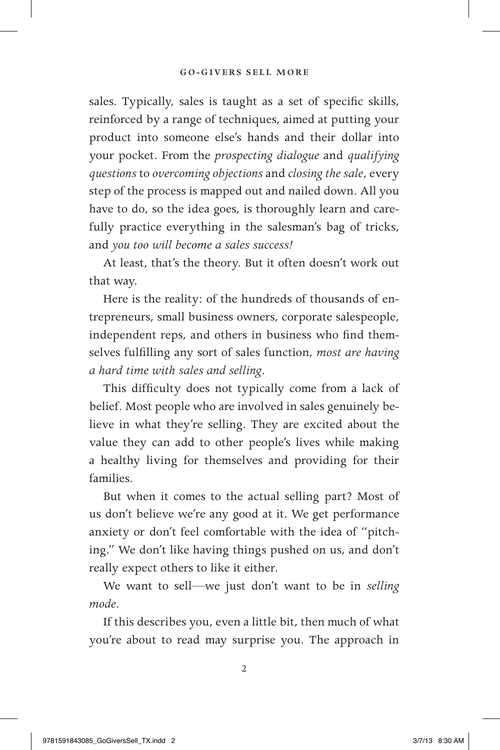sales. Typically, sales is taught as a set of specific skills, reinforced by a range of techniques, aimed at putting your product into someone else's hands and their dollar into your pocket. From the *prospecting dialogue* and *qualifying questions* to *overcoming objections* and *closing the sale*, every step of the process is mapped out and nailed down. All you have to do, so the idea goes, is thoroughly learn and carefully practice everything in the salesman's bag of tricks, and *you too will become a sales success!*

At least, that's the theory. But it often doesn't work out that way.

Here is the reality: of the hundreds of thousands of entrepreneurs, small business owners, corporate salespeople, independent reps, and others in business who find themselves fulfilling any sort of sales function, *most are having a hard time with sales and selling*.

This difficulty does not typically come from a lack of belief. Most people who are involved in sales genuinely believe in what they're selling. They are excited about the value they can add to other people's lives while making a healthy living for themselves and providing for their families.

But when it comes to the actual selling part? Most of us don't believe we're any good at it. We get performance anxiety or don't feel comfortable with the idea of "pitching." We don't like having things pushed on us, and don't really expect others to like it either.

We want to sell—we just don't want to be in *selling mode*.

If this describes you, even a little bit, then much of what you're about to read may surprise you. The approach in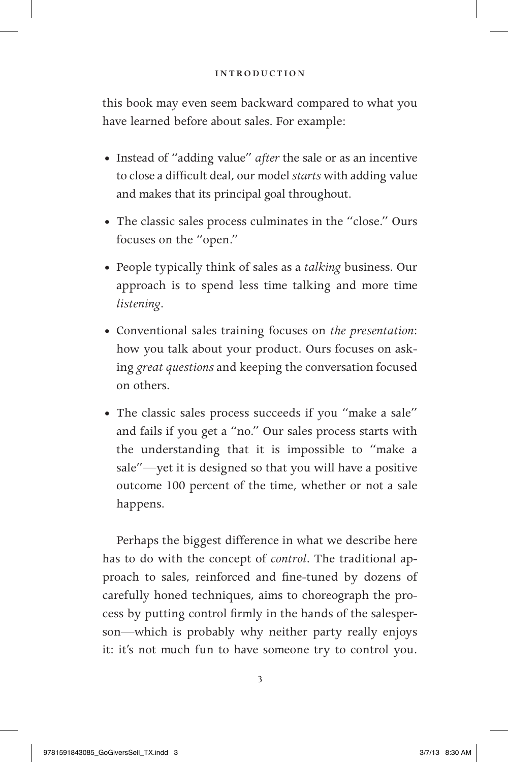this book may even seem backward compared to what you have learned before about sales. For example:

- Instead of "adding value" *after* the sale or as an incentive to close a difficult deal, our model *starts* with adding value and makes that its principal goal throughout.
- The classic sales process culminates in the "close." Ours focuses on the "open."
- People typically think of sales as a *talking* business. Our approach is to spend less time talking and more time *listening*.
- Conventional sales training focuses on *the presentation*: how you talk about your product. Ours focuses on asking *great questions* and keeping the conversation focused on others.
- The classic sales process succeeds if you "make a sale" and fails if you get a "no." Our sales process starts with the understanding that it is impossible to "make a sale"—yet it is designed so that you will have a positive outcome 100 percent of the time, whether or not a sale happens.

Perhaps the biggest difference in what we describe here has to do with the concept of *control*. The traditional approach to sales, reinforced and fine-tuned by dozens of carefully honed techniques, aims to choreograph the process by putting control firmly in the hands of the salesperson—which is probably why neither party really enjoys it: it's not much fun to have someone try to control you.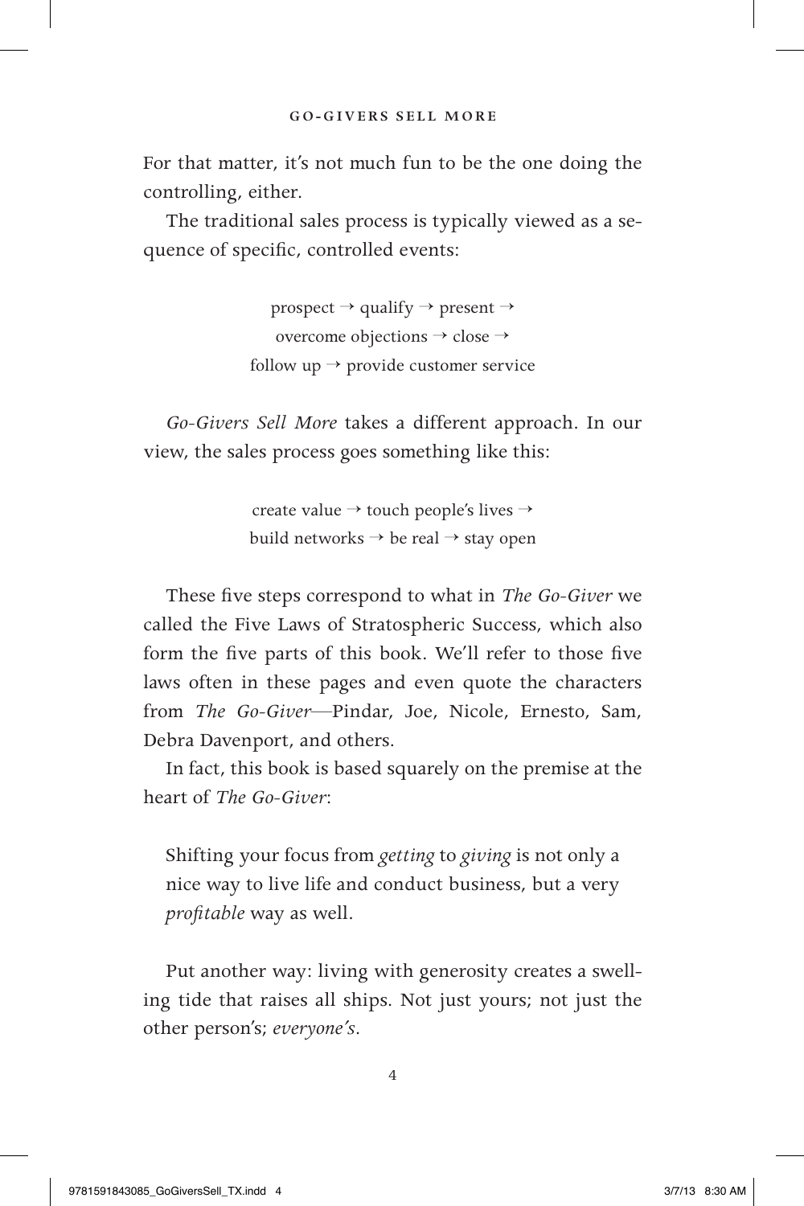For that matter, it's not much fun to be the one doing the controlling, either.

The traditional sales process is typically viewed as a sequence of specific, controlled events:

prospect → qualify → present →
overcome objections → close →
follow up → provide customer service

*Go-Givers Sell More* takes a different approach. In our view, the sales process goes something like this:

create value → touch people's lives →
build networks → be real → stay open

These five steps correspond to what in *The Go-Giver* we called the Five Laws of Stratospheric Success, which also form the five parts of this book. We'll refer to those five laws often in these pages and even quote the characters from *The Go-Giver*—Pindar, Joe, Nicole, Ernesto, Sam, Debra Davenport, and others.

In fact, this book is based squarely on the premise at the heart of *The Go-Giver*:

> Shifting your focus from *getting* to *giving* is not only a nice way to live life and conduct business, but a very *profitable* way as well.

Put another way: living with generosity creates a swelling tide that raises all ships. Not just yours; not just the other person's; *everyone's*.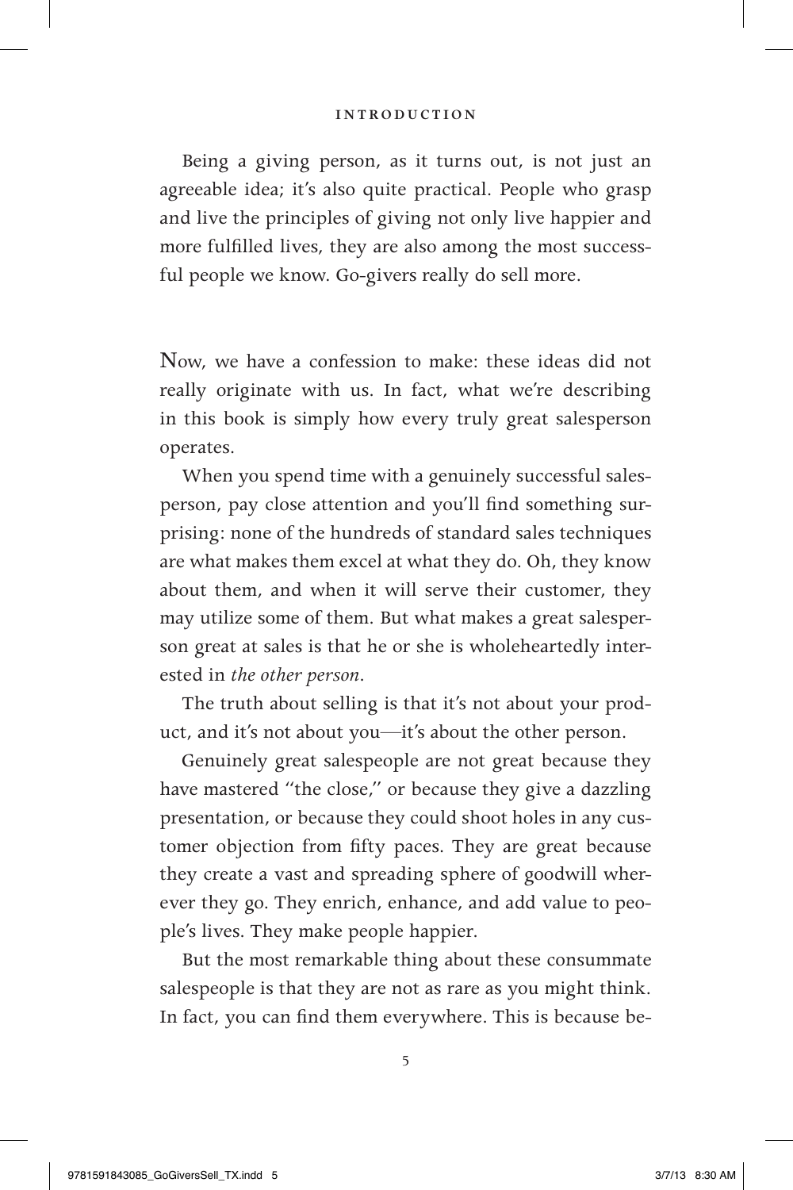Being a giving person, as it turns out, is not just an agreeable idea; it's also quite practical. People who grasp and live the principles of giving not only live happier and more fulfilled lives, they are also among the most successful people we know. Go-givers really do sell more.

Now, we have a confession to make: these ideas did not really originate with us. In fact, what we're describing in this book is simply how every truly great salesperson operates.

When you spend time with a genuinely successful salesperson, pay close attention and you'll find something surprising: none of the hundreds of standard sales techniques are what makes them excel at what they do. Oh, they know about them, and when it will serve their customer, they may utilize some of them. But what makes a great salesperson great at sales is that he or she is wholeheartedly interested in *the other person*.

The truth about selling is that it's not about your product, and it's not about you—it's about the other person.

Genuinely great salespeople are not great because they have mastered "the close," or because they give a dazzling presentation, or because they could shoot holes in any customer objection from fifty paces. They are great because they create a vast and spreading sphere of goodwill wherever they go. They enrich, enhance, and add value to people's lives. They make people happier.

But the most remarkable thing about these consummate salespeople is that they are not as rare as you might think. In fact, you can find them everywhere. This is because be-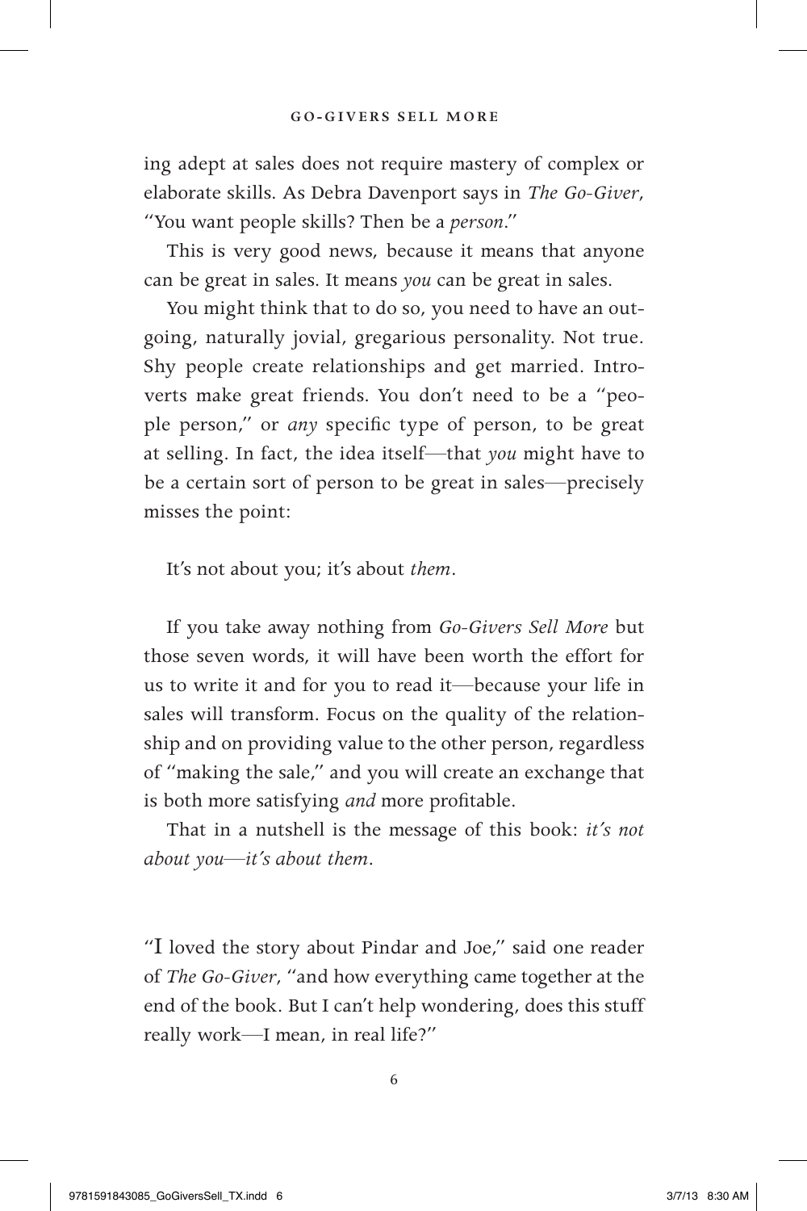ing adept at sales does not require mastery of complex or elaborate skills. As Debra Davenport says in *The Go-Giver*, "You want people skills? Then be a *person*."

This is very good news, because it means that anyone can be great in sales. It means *you* can be great in sales.

You might think that to do so, you need to have an outgoing, naturally jovial, gregarious personality. Not true. Shy people create relationships and get married. Introverts make great friends. You don't need to be a "people person," or *any* specific type of person, to be great at selling. In fact, the idea itself—that *you* might have to be a certain sort of person to be great in sales—precisely misses the point:

It's not about you; it's about *them*.

If you take away nothing from *Go-Givers Sell More* but those seven words, it will have been worth the effort for us to write it and for you to read it—because your life in sales will transform. Focus on the quality of the relationship and on providing value to the other person, regardless of "making the sale," and you will create an exchange that is both more satisfying *and* more profitable.

That in a nutshell is the message of this book: *it's not about you—it's about them*.

"I loved the story about Pindar and Joe," said one reader of *The Go-Giver*, "and how everything came together at the end of the book. But I can't help wondering, does this stuff really work—I mean, in real life?"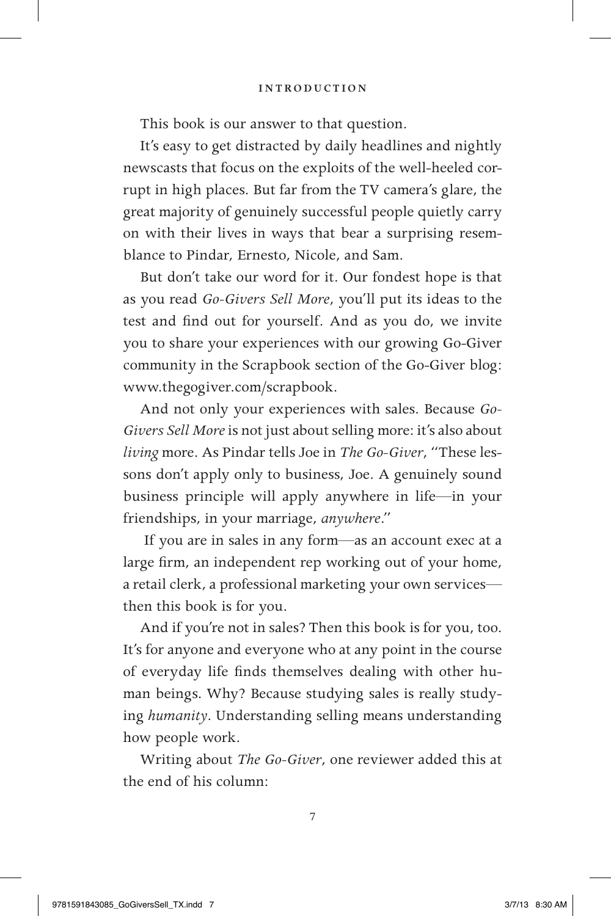This book is our answer to that question.

It's easy to get distracted by daily headlines and nightly newscasts that focus on the exploits of the well-heeled corrupt in high places. But far from the TV camera's glare, the great majority of genuinely successful people quietly carry on with their lives in ways that bear a surprising resemblance to Pindar, Ernesto, Nicole, and Sam.

But don't take our word for it. Our fondest hope is that as you read *Go-Givers Sell More*, you'll put its ideas to the test and find out for yourself. And as you do, we invite you to share your experiences with our growing Go-Giver community in the Scrapbook section of the Go-Giver blog: www.thegogiver.com/scrapbook.

And not only your experiences with sales. Because *Go-Givers Sell More* is not just about selling more: it's also about *living* more. As Pindar tells Joe in *The Go-Giver*, "These lessons don't apply only to business, Joe. A genuinely sound business principle will apply anywhere in life—in your friendships, in your marriage, *anywhere*."

If you are in sales in any form—as an account exec at a large firm, an independent rep working out of your home, a retail clerk, a professional marketing your own services—then this book is for you.

And if you're not in sales? Then this book is for you, too. It's for anyone and everyone who at any point in the course of everyday life finds themselves dealing with other human beings. Why? Because studying sales is really studying *humanity*. Understanding selling means understanding how people work.

Writing about *The Go-Giver*, one reviewer added this at the end of his column: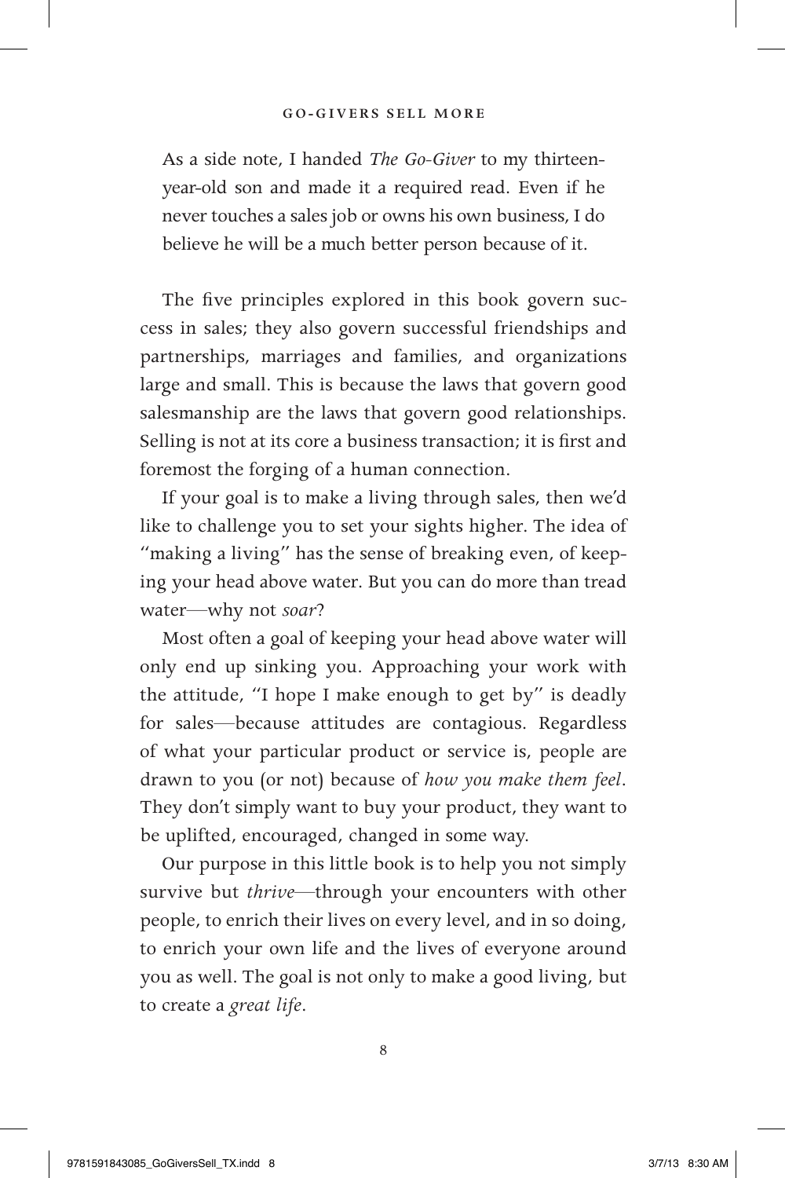> As a side note, I handed *The Go-Giver* to my thirteen-year-old son and made it a required read. Even if he never touches a sales job or owns his own business, I do believe he will be a much better person because of it.

The five principles explored in this book govern success in sales; they also govern successful friendships and partnerships, marriages and families, and organizations large and small. This is because the laws that govern good salesmanship are the laws that govern good relationships. Selling is not at its core a business transaction; it is first and foremost the forging of a human connection.

If your goal is to make a living through sales, then we'd like to challenge you to set your sights higher. The idea of "making a living" has the sense of breaking even, of keeping your head above water. But you can do more than tread water—why not *soar*?

Most often a goal of keeping your head above water will only end up sinking you. Approaching your work with the attitude, "I hope I make enough to get by" is deadly for sales—because attitudes are contagious. Regardless of what your particular product or service is, people are drawn to you (or not) because of *how you make them feel*. They don't simply want to buy your product, they want to be uplifted, encouraged, changed in some way.

Our purpose in this little book is to help you not simply survive but *thrive*—through your encounters with other people, to enrich their lives on every level, and in so doing, to enrich your own life and the lives of everyone around you as well. The goal is not only to make a good living, but to create a *great life*.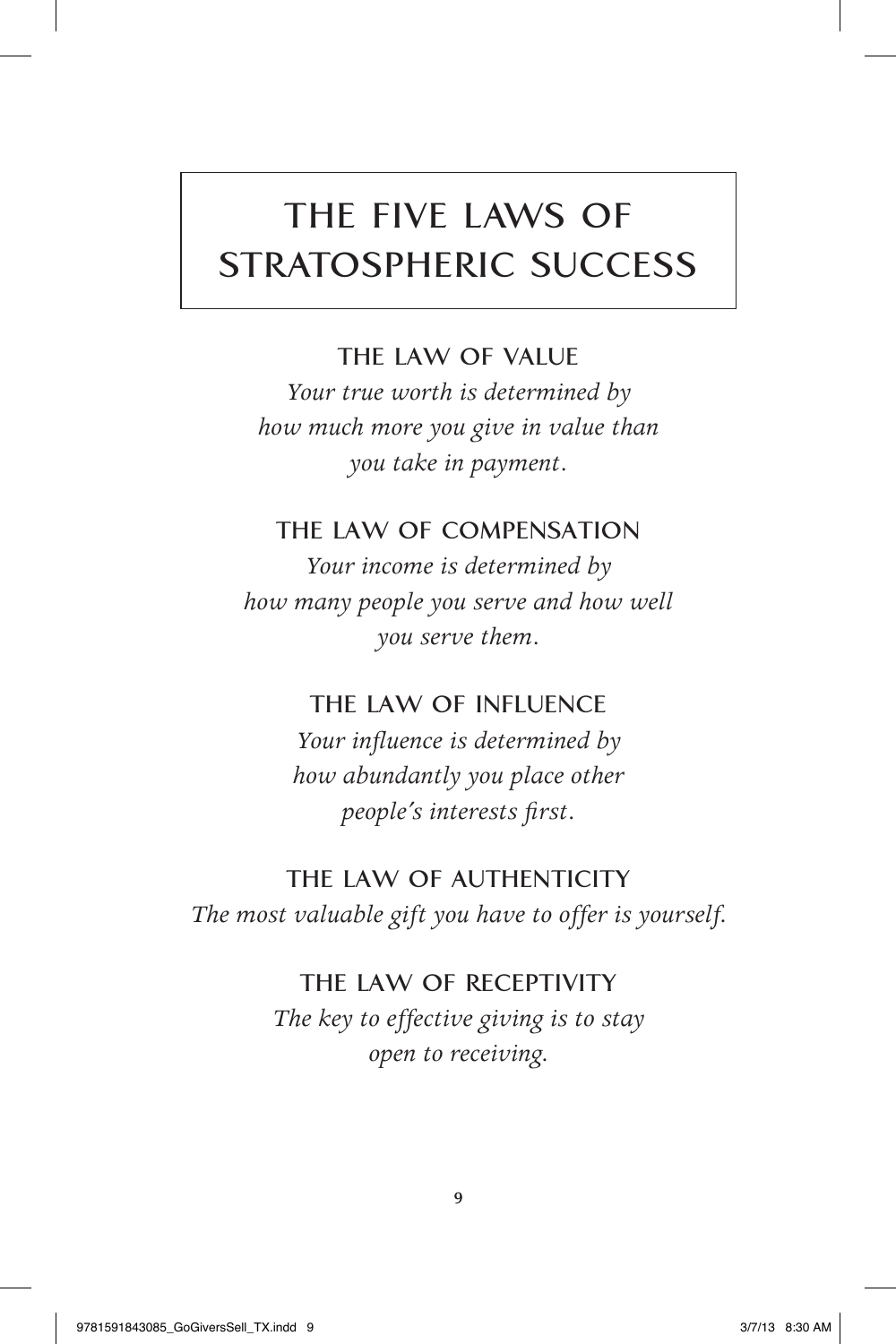# THE FIVE LAWS OF STRATOSPHERIC SUCCESS

## THE LAW OF VALUE

*Your true worth is determined by how much more you give in value than you take in payment.*

## THE LAW OF COMPENSATION

*Your income is determined by how many people you serve and how well you serve them.*

## THE LAW OF INFLUENCE

*Your influence is determined by how abundantly you place other people's interests first.*

## THE LAW OF AUTHENTICITY

*The most valuable gift you have to offer is yourself.*

## THE LAW OF RECEPTIVITY

*The key to effective giving is to stay open to receiving.*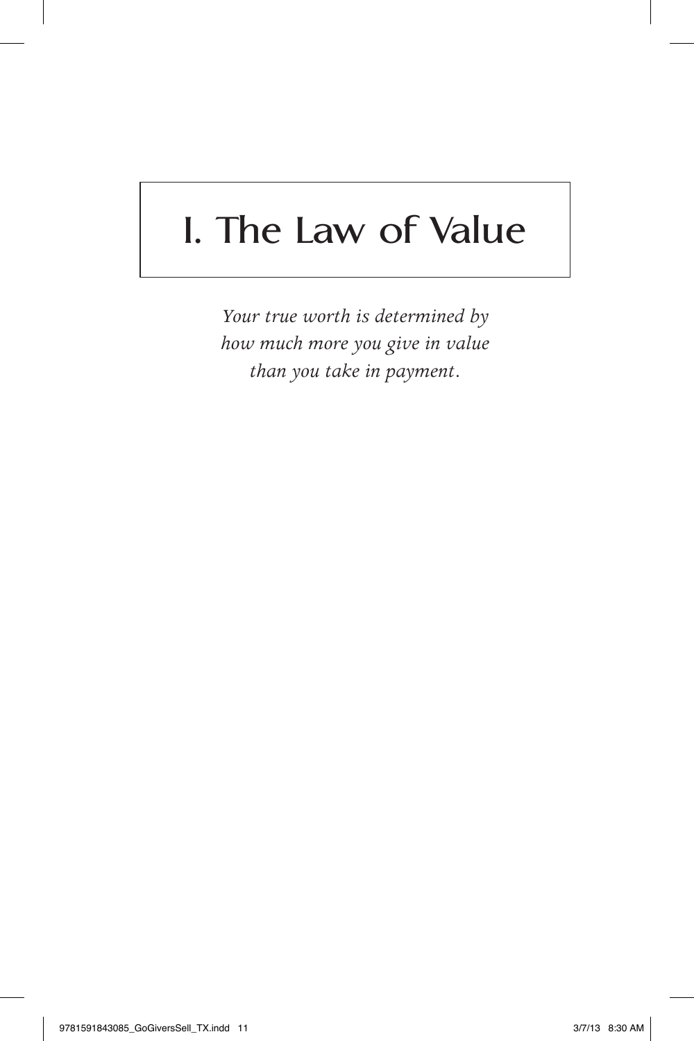# I. The Law of Value

*Your true worth is determined by how much more you give in value than you take in payment.*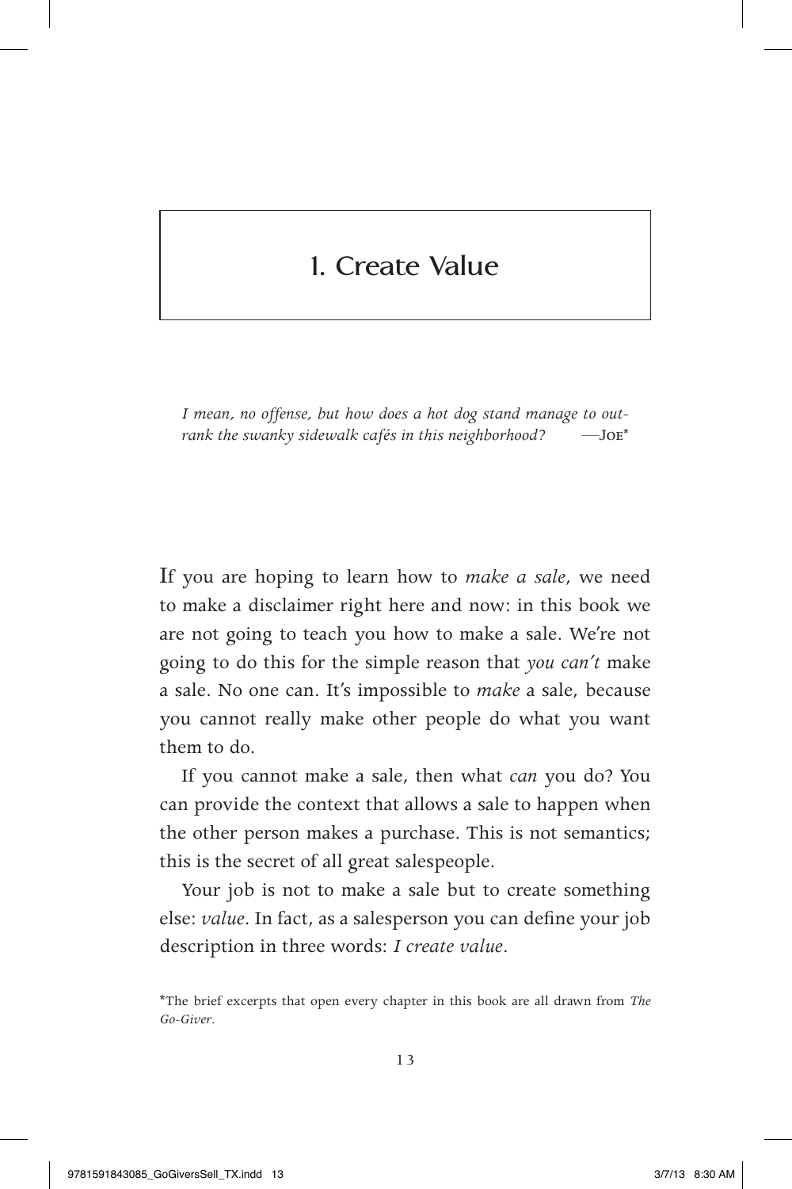# 1. Create Value

*I mean, no offense, but how does a hot dog stand manage to outrank the swanky sidewalk cafés in this neighborhood?* —Joe*

If you are hoping to learn how to *make a sale*, we need to make a disclaimer right here and now: in this book we are not going to teach you how to make a sale. We're not going to do this for the simple reason that *you can't* make a sale. No one can. It's impossible to *make* a sale, because you cannot really make other people do what you want them to do.

If you cannot make a sale, then what *can* you do? You can provide the context that allows a sale to happen when the other person makes a purchase. This is not semantics; this is the secret of all great salespeople.

Your job is not to make a sale but to create something else: *value*. In fact, as a salesperson you can define your job description in three words: *I create value*.

*The brief excerpts that open every chapter in this book are all drawn from *The Go-Giver*.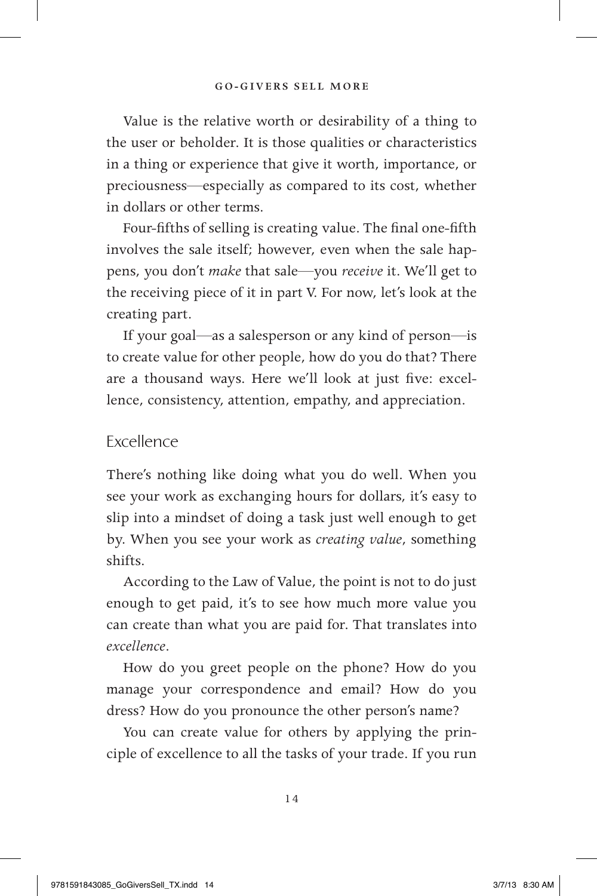Value is the relative worth or desirability of a thing to the user or beholder. It is those qualities or characteristics in a thing or experience that give it worth, importance, or preciousness—especially as compared to its cost, whether in dollars or other terms.

Four-fifths of selling is creating value. The final one-fifth involves the sale itself; however, even when the sale happens, you don't *make* that sale—you *receive* it. We'll get to the receiving piece of it in part V. For now, let's look at the creating part.

If your goal—as a salesperson or any kind of person—is to create value for other people, how do you do that? There are a thousand ways. Here we'll look at just five: excellence, consistency, attention, empathy, and appreciation.

## Excellence

There's nothing like doing what you do well. When you see your work as exchanging hours for dollars, it's easy to slip into a mindset of doing a task just well enough to get by. When you see your work as *creating value*, something shifts.

According to the Law of Value, the point is not to do just enough to get paid, it's to see how much more value you can create than what you are paid for. That translates into *excellence*.

How do you greet people on the phone? How do you manage your correspondence and email? How do you dress? How do you pronounce the other person's name?

You can create value for others by applying the principle of excellence to all the tasks of your trade. If you run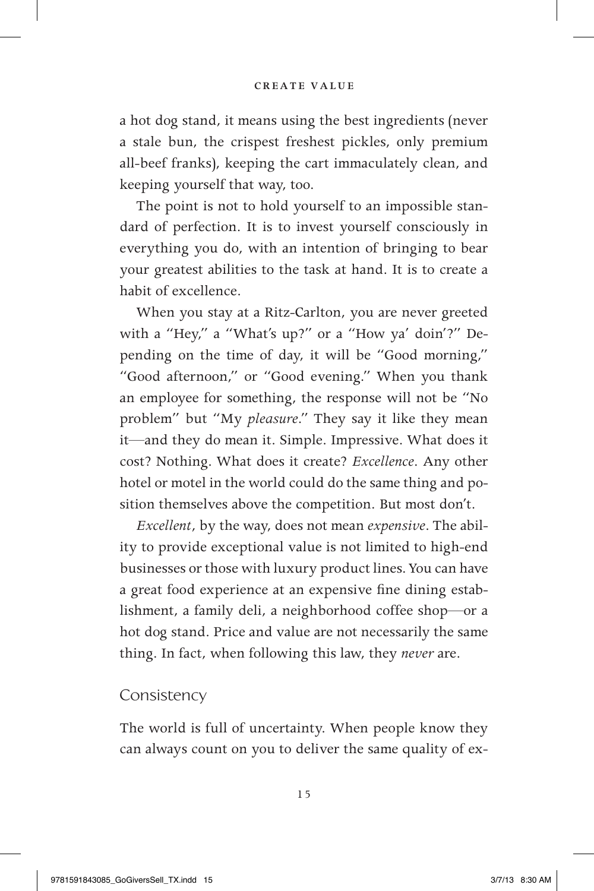a hot dog stand, it means using the best ingredients (never a stale bun, the crispest freshest pickles, only premium all-beef franks), keeping the cart immaculately clean, and keeping yourself that way, too.

The point is not to hold yourself to an impossible standard of perfection. It is to invest yourself consciously in everything you do, with an intention of bringing to bear your greatest abilities to the task at hand. It is to create a habit of excellence.

When you stay at a Ritz-Carlton, you are never greeted with a "Hey," a "What's up?" or a "How ya' doin'?" Depending on the time of day, it will be "Good morning," "Good afternoon," or "Good evening." When you thank an employee for something, the response will not be "No problem" but "My *pleasure*." They say it like they mean it—and they do mean it. Simple. Impressive. What does it cost? Nothing. What does it create? *Excellence*. Any other hotel or motel in the world could do the same thing and position themselves above the competition. But most don't.

*Excellent*, by the way, does not mean *expensive*. The ability to provide exceptional value is not limited to high-end businesses or those with luxury product lines. You can have a great food experience at an expensive fine dining establishment, a family deli, a neighborhood coffee shop—or a hot dog stand. Price and value are not necessarily the same thing. In fact, when following this law, they *never* are.

## Consistency

The world is full of uncertainty. When people know they can always count on you to deliver the same quality of ex-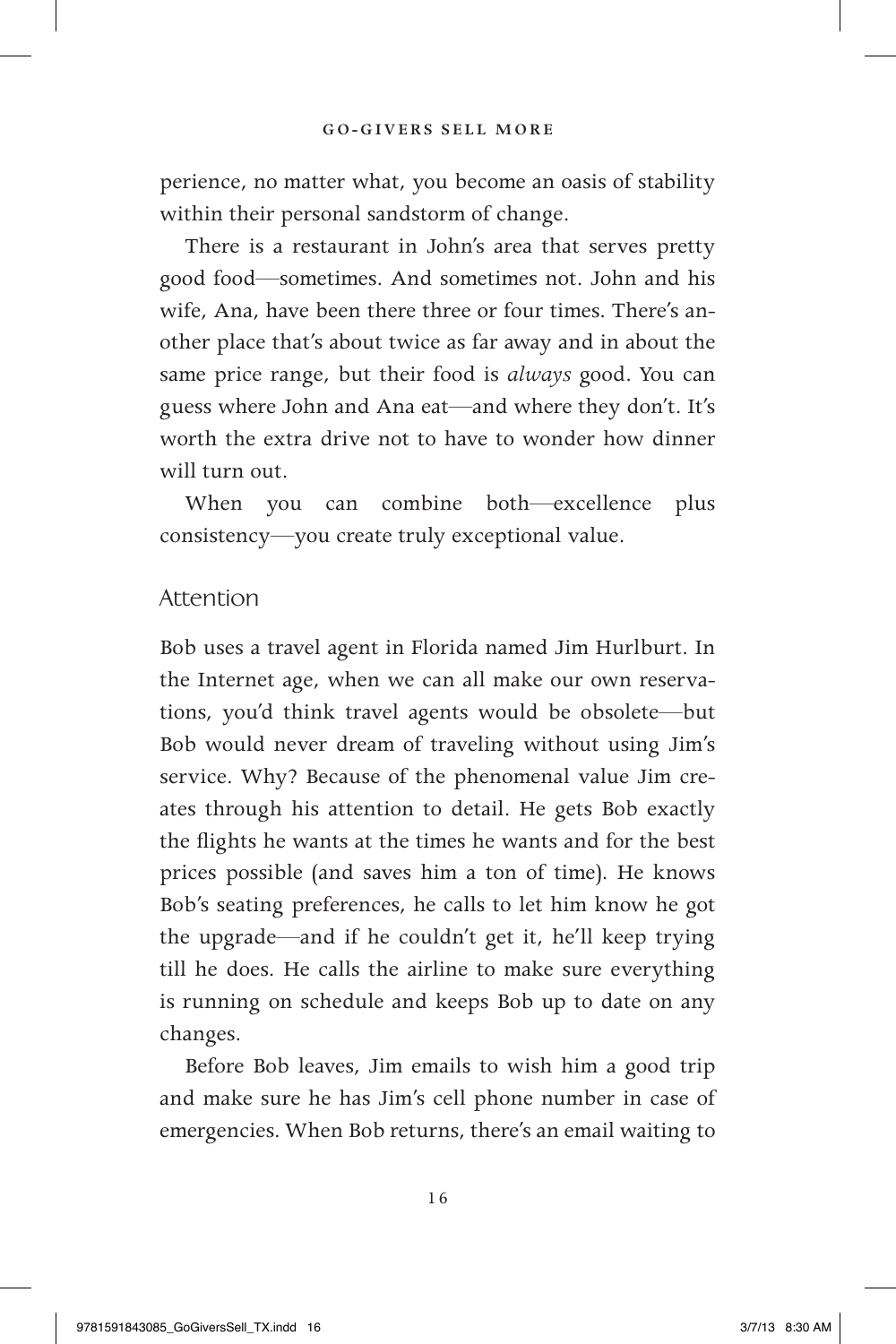perience, no matter what, you become an oasis of stability within their personal sandstorm of change.

There is a restaurant in John's area that serves pretty good food—sometimes. And sometimes not. John and his wife, Ana, have been there three or four times. There's another place that's about twice as far away and in about the same price range, but their food is *always* good. You can guess where John and Ana eat—and where they don't. It's worth the extra drive not to have to wonder how dinner will turn out.

When you can combine both—excellence plus consistency—you create truly exceptional value.

## Attention

Bob uses a travel agent in Florida named Jim Hurlburt. In the Internet age, when we can all make our own reservations, you'd think travel agents would be obsolete—but Bob would never dream of traveling without using Jim's service. Why? Because of the phenomenal value Jim creates through his attention to detail. He gets Bob exactly the flights he wants at the times he wants and for the best prices possible (and saves him a ton of time). He knows Bob's seating preferences, he calls to let him know he got the upgrade—and if he couldn't get it, he'll keep trying till he does. He calls the airline to make sure everything is running on schedule and keeps Bob up to date on any changes.

Before Bob leaves, Jim emails to wish him a good trip and make sure he has Jim's cell phone number in case of emergencies. When Bob returns, there's an email waiting to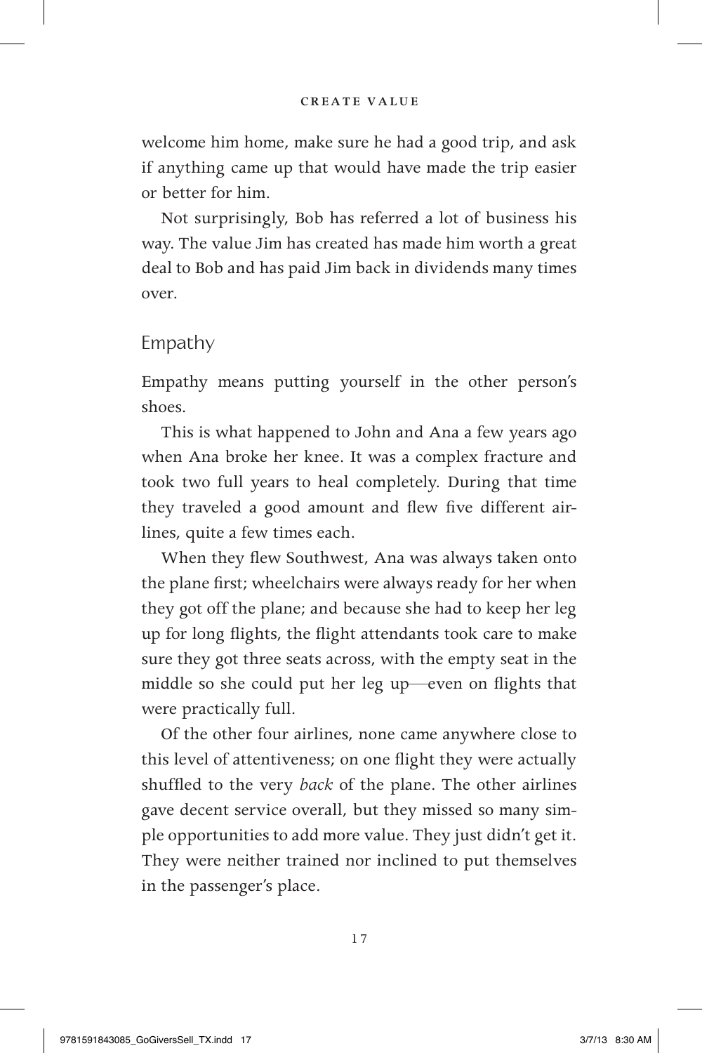welcome him home, make sure he had a good trip, and ask if anything came up that would have made the trip easier or better for him.

Not surprisingly, Bob has referred a lot of business his way. The value Jim has created has made him worth a great deal to Bob and has paid Jim back in dividends many times over.

## Empathy

Empathy means putting yourself in the other person's shoes.

This is what happened to John and Ana a few years ago when Ana broke her knee. It was a complex fracture and took two full years to heal completely. During that time they traveled a good amount and flew five different airlines, quite a few times each.

When they flew Southwest, Ana was always taken onto the plane first; wheelchairs were always ready for her when they got off the plane; and because she had to keep her leg up for long flights, the flight attendants took care to make sure they got three seats across, with the empty seat in the middle so she could put her leg up—even on flights that were practically full.

Of the other four airlines, none came anywhere close to this level of attentiveness; on one flight they were actually shuffled to the very *back* of the plane. The other airlines gave decent service overall, but they missed so many simple opportunities to add more value. They just didn't get it. They were neither trained nor inclined to put themselves in the passenger's place.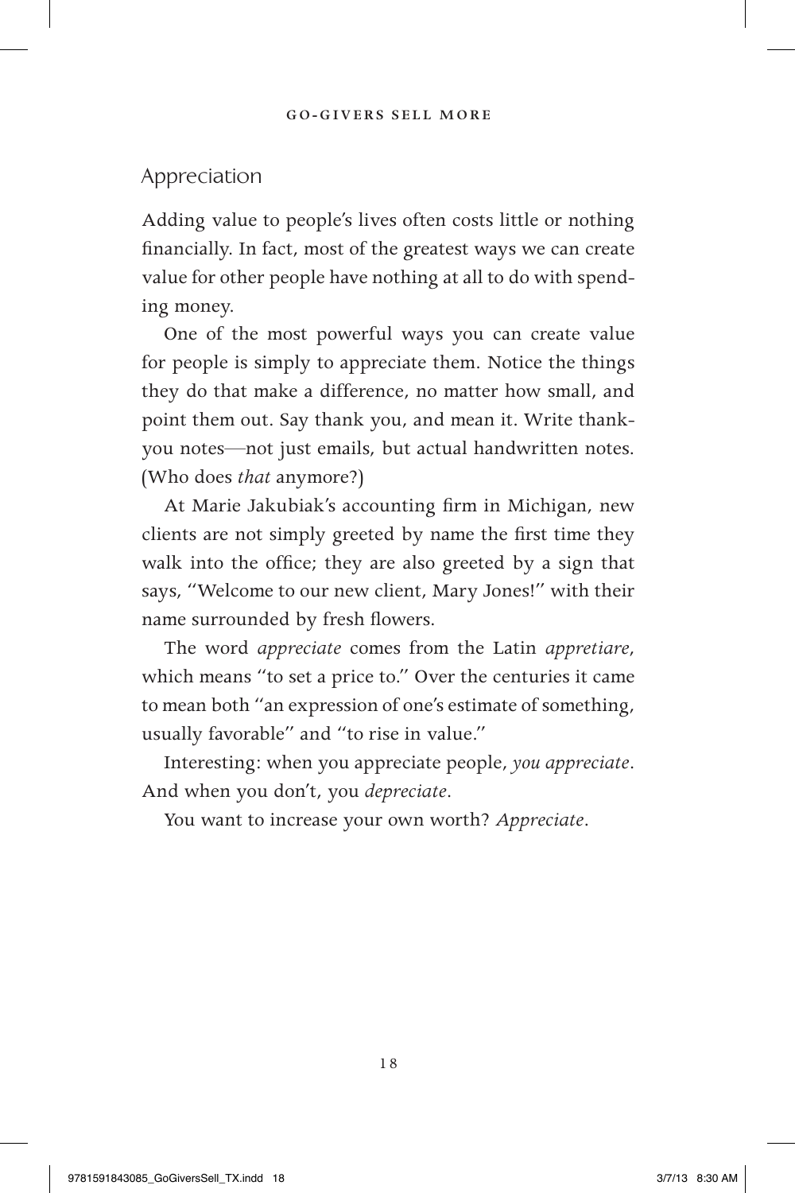## Appreciation

Adding value to people's lives often costs little or nothing financially. In fact, most of the greatest ways we can create value for other people have nothing at all to do with spending money.

One of the most powerful ways you can create value for people is simply to appreciate them. Notice the things they do that make a difference, no matter how small, and point them out. Say thank you, and mean it. Write thank-you notes—not just emails, but actual handwritten notes. (Who does *that* anymore?)

At Marie Jakubiak's accounting firm in Michigan, new clients are not simply greeted by name the first time they walk into the office; they are also greeted by a sign that says, "Welcome to our new client, Mary Jones!" with their name surrounded by fresh flowers.

The word *appreciate* comes from the Latin *appretiare*, which means "to set a price to." Over the centuries it came to mean both "an expression of one's estimate of something, usually favorable" and "to rise in value."

Interesting: when you appreciate people, *you appreciate*. And when you don't, you *depreciate*.

You want to increase your own worth? *Appreciate*.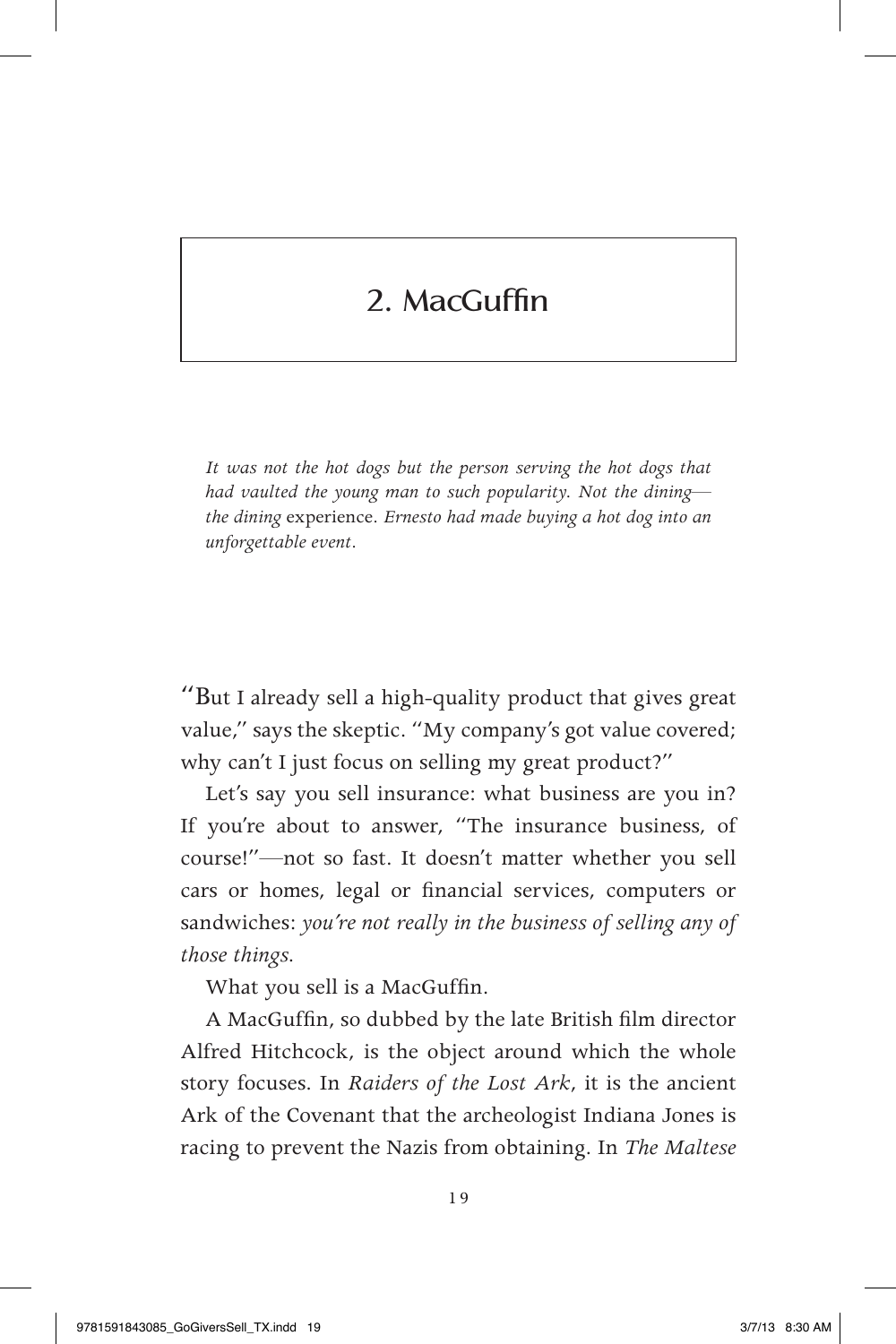# 2. MacGuffin

*It was not the hot dogs but the person serving the hot dogs that had vaulted the young man to such popularity. Not the dining—the dining* experience. *Ernesto had made buying a hot dog into an unforgettable event.*

"But I already sell a high-quality product that gives great value," says the skeptic. "My company's got value covered; why can't I just focus on selling my great product?"

Let's say you sell insurance: what business are you in? If you're about to answer, "The insurance business, of course!"—not so fast. It doesn't matter whether you sell cars or homes, legal or financial services, computers or sandwiches: *you're not really in the business of selling any of those things.*

What you sell is a MacGuffin.

A MacGuffin, so dubbed by the late British film director Alfred Hitchcock, is the object around which the whole story focuses. In *Raiders of the Lost Ark*, it is the ancient Ark of the Covenant that the archeologist Indiana Jones is racing to prevent the Nazis from obtaining. In *The Maltese*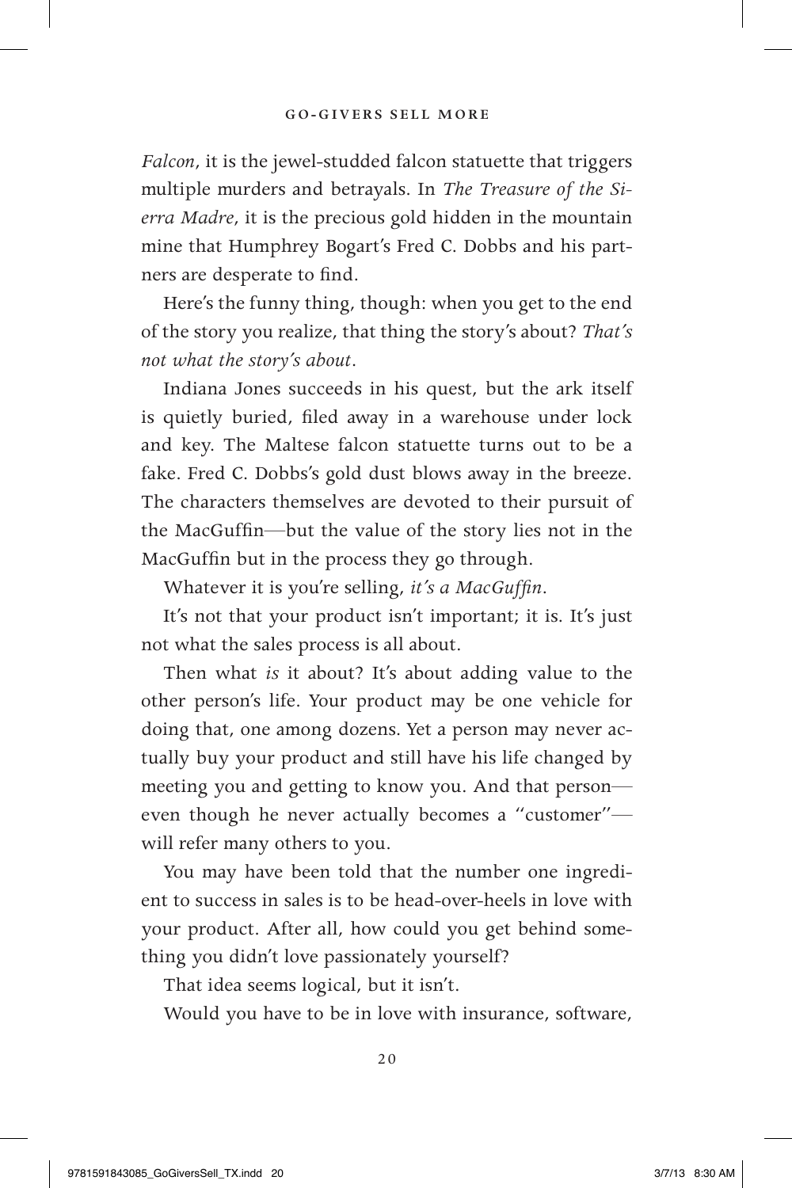*Falcon*, it is the jewel-studded falcon statuette that triggers multiple murders and betrayals. In *The Treasure of the Sierra Madre*, it is the precious gold hidden in the mountain mine that Humphrey Bogart's Fred C. Dobbs and his partners are desperate to find.

Here's the funny thing, though: when you get to the end of the story you realize, that thing the story's about? *That's not what the story's about*.

Indiana Jones succeeds in his quest, but the ark itself is quietly buried, filed away in a warehouse under lock and key. The Maltese falcon statuette turns out to be a fake. Fred C. Dobbs's gold dust blows away in the breeze. The characters themselves are devoted to their pursuit of the MacGuffin—but the value of the story lies not in the MacGuffin but in the process they go through.

Whatever it is you're selling, *it's a MacGuffin*.

It's not that your product isn't important; it is. It's just not what the sales process is all about.

Then what *is* it about? It's about adding value to the other person's life. Your product may be one vehicle for doing that, one among dozens. Yet a person may never actually buy your product and still have his life changed by meeting you and getting to know you. And that person—even though he never actually becomes a "customer"—will refer many others to you.

You may have been told that the number one ingredient to success in sales is to be head-over-heels in love with your product. After all, how could you get behind something you didn't love passionately yourself?

That idea seems logical, but it isn't.

Would you have to be in love with insurance, software,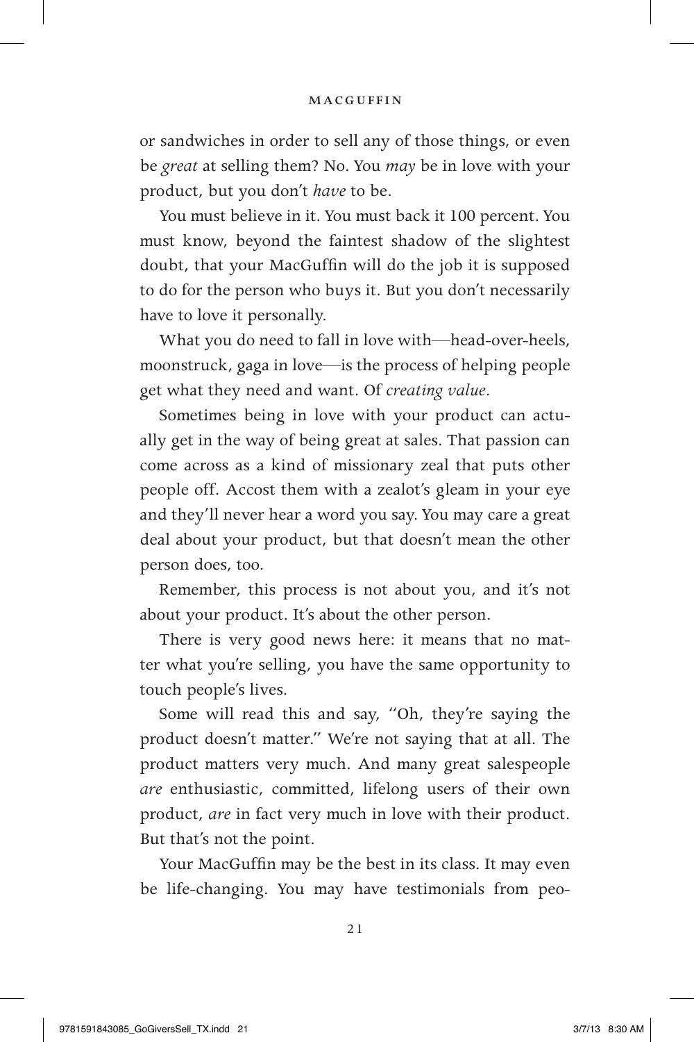or sandwiches in order to sell any of those things, or even be *great* at selling them? No. You *may* be in love with your product, but you don't *have* to be.

You must believe in it. You must back it 100 percent. You must know, beyond the faintest shadow of the slightest doubt, that your MacGuffin will do the job it is supposed to do for the person who buys it. But you don't necessarily have to love it personally.

What you do need to fall in love with—head-over-heels, moonstruck, gaga in love—is the process of helping people get what they need and want. Of *creating value*.

Sometimes being in love with your product can actually get in the way of being great at sales. That passion can come across as a kind of missionary zeal that puts other people off. Accost them with a zealot's gleam in your eye and they'll never hear a word you say. You may care a great deal about your product, but that doesn't mean the other person does, too.

Remember, this process is not about you, and it's not about your product. It's about the other person.

There is very good news here: it means that no matter what you're selling, you have the same opportunity to touch people's lives.

Some will read this and say, "Oh, they're saying the product doesn't matter." We're not saying that at all. The product matters very much. And many great salespeople *are* enthusiastic, committed, lifelong users of their own product, *are* in fact very much in love with their product. But that's not the point.

Your MacGuffin may be the best in its class. It may even be life-changing. You may have testimonials from peo-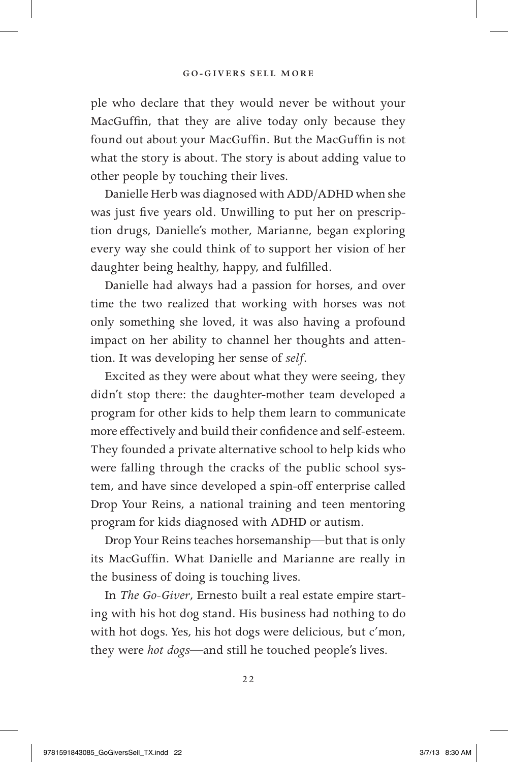ple who declare that they would never be without your MacGuffin, that they are alive today only because they found out about your MacGuffin. But the MacGuffin is not what the story is about. The story is about adding value to other people by touching their lives.

Danielle Herb was diagnosed with ADD/ADHD when she was just five years old. Unwilling to put her on prescription drugs, Danielle's mother, Marianne, began exploring every way she could think of to support her vision of her daughter being healthy, happy, and fulfilled.

Danielle had always had a passion for horses, and over time the two realized that working with horses was not only something she loved, it was also having a profound impact on her ability to channel her thoughts and attention. It was developing her sense of *self*.

Excited as they were about what they were seeing, they didn't stop there: the daughter-mother team developed a program for other kids to help them learn to communicate more effectively and build their confidence and self-esteem. They founded a private alternative school to help kids who were falling through the cracks of the public school system, and have since developed a spin-off enterprise called Drop Your Reins, a national training and teen mentoring program for kids diagnosed with ADHD or autism.

Drop Your Reins teaches horsemanship—but that is only its MacGuffin. What Danielle and Marianne are really in the business of doing is touching lives.

In *The Go-Giver*, Ernesto built a real estate empire starting with his hot dog stand. His business had nothing to do with hot dogs. Yes, his hot dogs were delicious, but c'mon, they were *hot dogs*—and still he touched people's lives.